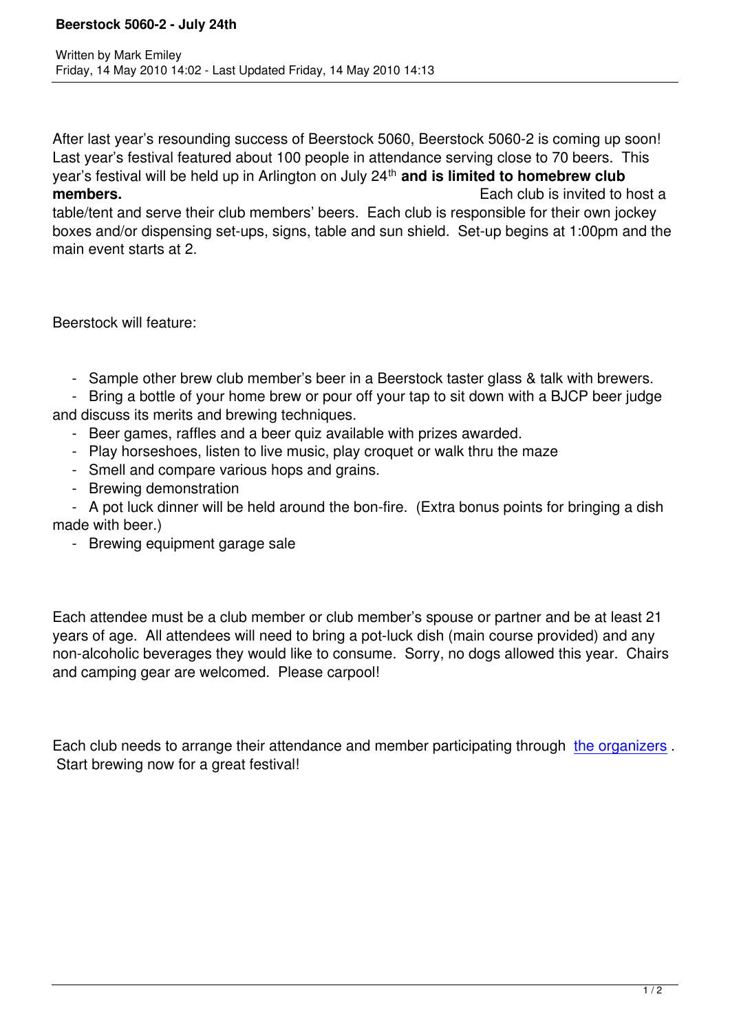# Beerstock 5060-2 - July 24th

Written by Mark Emiley
Friday, 14 May 2010 14:02 - Last Updated Friday, 14 May 2010 14:13

After last year's resounding success of Beerstock 5060, Beerstock 5060-2 is coming up soon! Last year's festival featured about 100 people in attendance serving close to 70 beers. This year's festival will be held up in Arlington on July 24th **and is limited to homebrew club members.** Each club is invited to host a table/tent and serve their club members' beers. Each club is responsible for their own jockey boxes and/or dispensing set-ups, signs, table and sun shield. Set-up begins at 1:00pm and the main event starts at 2.

Beerstock will feature:

- Sample other brew club member's beer in a Beerstock taster glass & talk with brewers.
- Bring a bottle of your home brew or pour off your tap to sit down with a BJCP beer judge and discuss its merits and brewing techniques.
- Beer games, raffles and a beer quiz available with prizes awarded.
- Play horseshoes, listen to live music, play croquet or walk thru the maze
- Smell and compare various hops and grains.
- Brewing demonstration
- A pot luck dinner will be held around the bon-fire. (Extra bonus points for bringing a dish made with beer.)
- Brewing equipment garage sale

Each attendee must be a club member or club member's spouse or partner and be at least 21 years of age. All attendees will need to bring a pot-luck dish (main course provided) and any non-alcoholic beverages they would like to consume. Sorry, no dogs allowed this year. Chairs and camping gear are welcomed. Please carpool!

Each club needs to arrange their attendance and member participating through the organizers . Start brewing now for a great festival!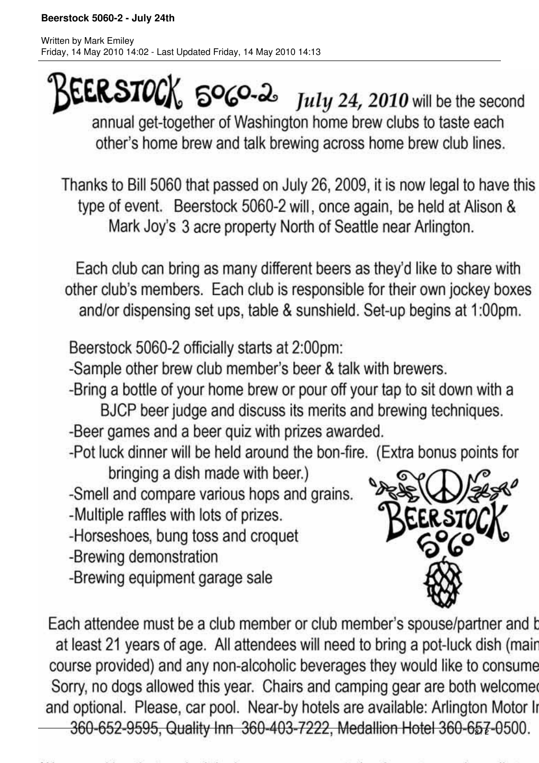# Beerstock 5060-2 - July 24th

Written by Mark Emiley
Friday, 14 May 2010 14:02 - Last Updated Friday, 14 May 2010 14:13

## BEERSTOCK 5060-2

*July 24, 2010* will be the second annual get-together of Washington home brew clubs to taste each other's home brew and talk brewing across home brew club lines.

Thanks to Bill 5060 that passed on July 26, 2009, it is now legal to have this type of event. Beerstock 5060-2 will, once again, be held at Alison & Mark Joy's 3 acre property North of Seattle near Arlington.

Each club can bring as many different beers as they'd like to share with other club's members. Each club is responsible for their own jockey boxes and/or dispensing set ups, table & sunshield. Set-up begins at 1:00pm.

Beerstock 5060-2 officially starts at 2:00pm:

- Sample other brew club member's beer & talk with brewers.
- Bring a bottle of your home brew or pour off your tap to sit down with a BJCP beer judge and discuss its merits and brewing techniques.
- Beer games and a beer quiz with prizes awarded.
- Pot luck dinner will be held around the bon-fire. (Extra bonus points for bringing a dish made with beer.)
- Smell and compare various hops and grains.
- Multiple raffles with lots of prizes.
- Horseshoes, bung toss and croquet
- Brewing demonstration
- Brewing equipment garage sale

BEERSTOCK 5060

Each attendee must be a club member or club member's spouse/partner and b at least 21 years of age. All attendees will need to bring a pot-luck dish (main course provided) and any non-alcoholic beverages they would like to consume Sorry, no dogs allowed this year. Chairs and camping gear are both welcomed and optional. Please, car pool. Near-by hotels are available: Arlington Motor In 360-652-9595, Quality Inn 360-403-7222, Medallion Hotel 360-657-0500.